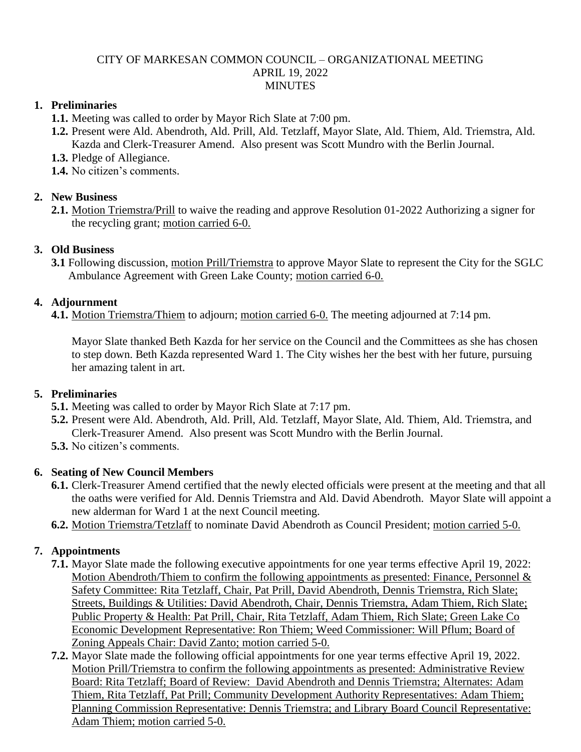CITY OF MARKESAN COMMON COUNCIL – ORGANIZATIONAL MEETING
APRIL 19, 2022
MINUTES

**1. Preliminaries**

**1.1.** Meeting was called to order by Mayor Rich Slate at 7:00 pm.

**1.2.** Present were Ald. Abendroth, Ald. Prill, Ald. Tetzlaff, Mayor Slate, Ald. Thiem, Ald. Triemstra, Ald. Kazda and Clerk-Treasurer Amend. Also present was Scott Mundro with the Berlin Journal.

**1.3.** Pledge of Allegiance.

**1.4.** No citizen's comments.

**2. New Business**

**2.1.** Motion Triemstra/Prill to waive the reading and approve Resolution 01-2022 Authorizing a signer for the recycling grant; motion carried 6-0.

**3. Old Business**

**3.1** Following discussion, motion Prill/Triemstra to approve Mayor Slate to represent the City for the SGLC Ambulance Agreement with Green Lake County; motion carried 6-0.

**4. Adjournment**

**4.1.** Motion Triemstra/Thiem to adjourn; motion carried 6-0. The meeting adjourned at 7:14 pm.

Mayor Slate thanked Beth Kazda for her service on the Council and the Committees as she has chosen to step down. Beth Kazda represented Ward 1. The City wishes her the best with her future, pursuing her amazing talent in art.

**5. Preliminaries**

**5.1.** Meeting was called to order by Mayor Rich Slate at 7:17 pm.

**5.2.** Present were Ald. Abendroth, Ald. Prill, Ald. Tetzlaff, Mayor Slate, Ald. Thiem, Ald. Triemstra, and Clerk-Treasurer Amend. Also present was Scott Mundro with the Berlin Journal.

**5.3.** No citizen's comments.

**6. Seating of New Council Members**

**6.1.** Clerk-Treasurer Amend certified that the newly elected officials were present at the meeting and that all the oaths were verified for Ald. Dennis Triemstra and Ald. David Abendroth. Mayor Slate will appoint a new alderman for Ward 1 at the next Council meeting.

**6.2.** Motion Triemstra/Tetzlaff to nominate David Abendroth as Council President; motion carried 5-0.

**7. Appointments**

**7.1.** Mayor Slate made the following executive appointments for one year terms effective April 19, 2022: Motion Abendroth/Thiem to confirm the following appointments as presented: Finance, Personnel & Safety Committee: Rita Tetzlaff, Chair, Pat Prill, David Abendroth, Dennis Triemstra, Rich Slate; Streets, Buildings & Utilities: David Abendroth, Chair, Dennis Triemstra, Adam Thiem, Rich Slate; Public Property & Health: Pat Prill, Chair, Rita Tetzlaff, Adam Thiem, Rich Slate; Green Lake Co Economic Development Representative: Ron Thiem; Weed Commissioner: Will Pflum; Board of Zoning Appeals Chair: David Zanto; motion carried 5-0.

**7.2.** Mayor Slate made the following official appointments for one year terms effective April 19, 2022. Motion Prill/Triemstra to confirm the following appointments as presented: Administrative Review Board: Rita Tetzlaff; Board of Review: David Abendroth and Dennis Triemstra; Alternates: Adam Thiem, Rita Tetzlaff, Pat Prill; Community Development Authority Representatives: Adam Thiem; Planning Commission Representative: Dennis Triemstra; and Library Board Council Representative: Adam Thiem; motion carried 5-0.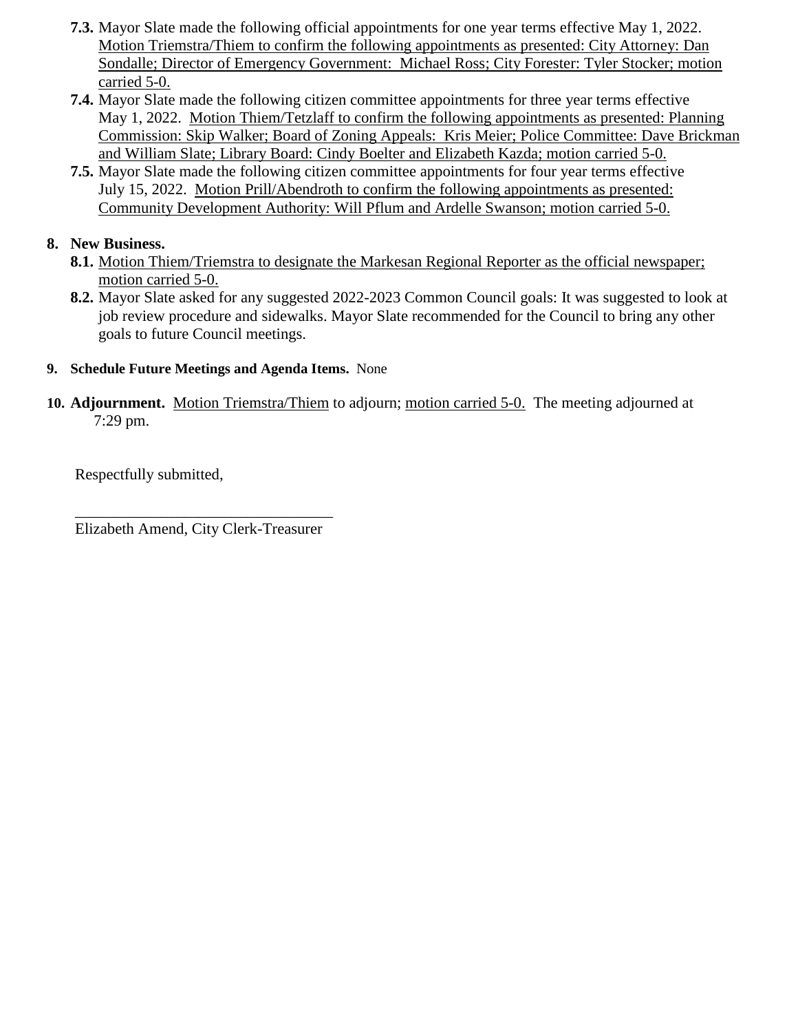**7.3.** Mayor Slate made the following official appointments for one year terms effective May 1, 2022. Motion Triemstra/Thiem to confirm the following appointments as presented: City Attorney: Dan Sondalle; Director of Emergency Government: Michael Ross; City Forester: Tyler Stocker; motion carried 5-0.

**7.4.** Mayor Slate made the following citizen committee appointments for three year terms effective May 1, 2022. Motion Thiem/Tetzlaff to confirm the following appointments as presented: Planning Commission: Skip Walker; Board of Zoning Appeals: Kris Meier; Police Committee: Dave Brickman and William Slate; Library Board: Cindy Boelter and Elizabeth Kazda; motion carried 5-0.

**7.5.** Mayor Slate made the following citizen committee appointments for four year terms effective July 15, 2022. Motion Prill/Abendroth to confirm the following appointments as presented: Community Development Authority: Will Pflum and Ardelle Swanson; motion carried 5-0.

**8. New Business.**

**8.1.** Motion Thiem/Triemstra to designate the Markesan Regional Reporter as the official newspaper; motion carried 5-0.

**8.2.** Mayor Slate asked for any suggested 2022-2023 Common Council goals: It was suggested to look at job review procedure and sidewalks. Mayor Slate recommended for the Council to bring any other goals to future Council meetings.

**9. Schedule Future Meetings and Agenda Items.** None

**10. Adjournment.** Motion Triemstra/Thiem to adjourn; motion carried 5-0. The meeting adjourned at 7:29 pm.

Respectfully submitted,

_________________________________

Elizabeth Amend, City Clerk-Treasurer